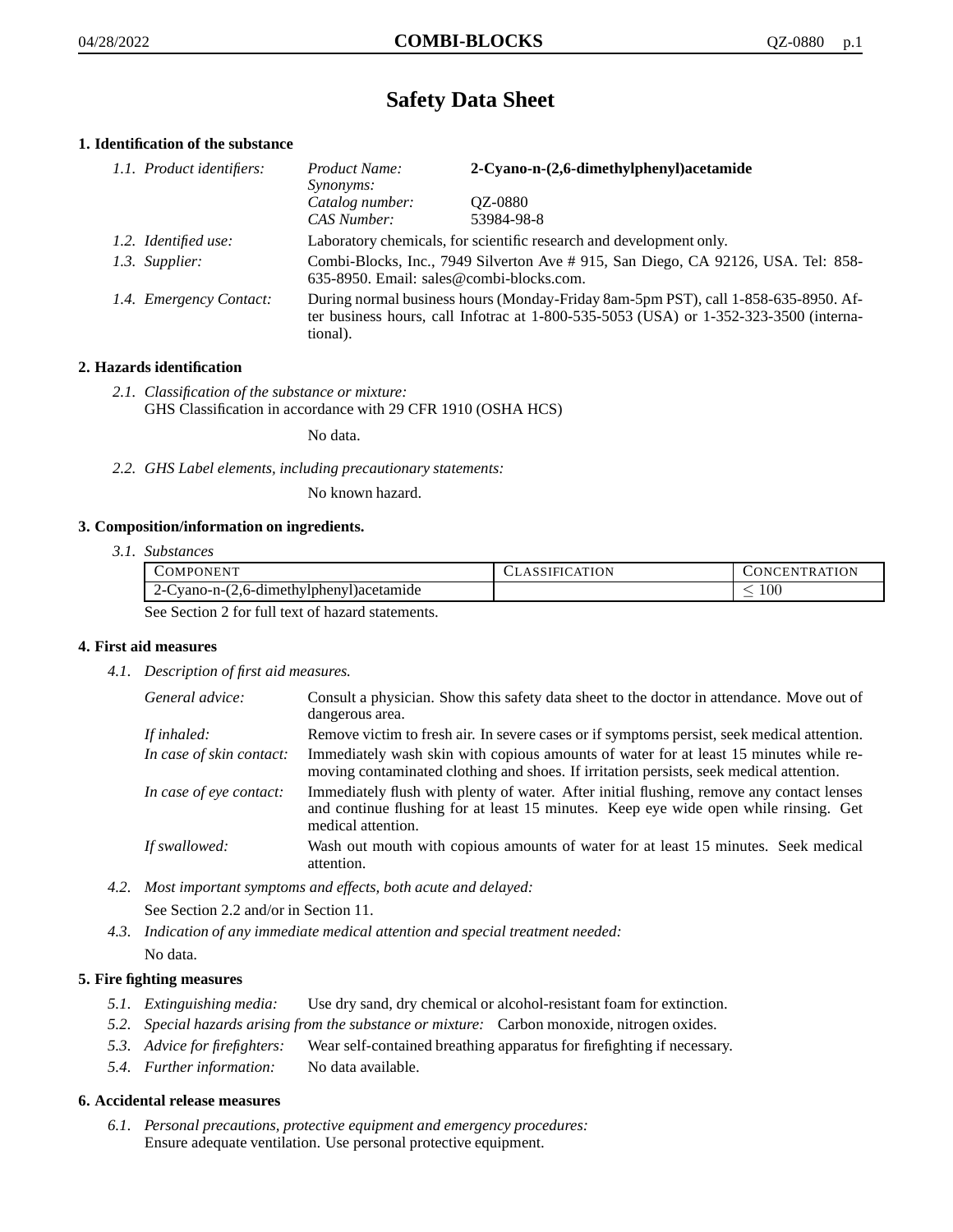# Safety Data Sheet

## 1. Identification of the substance

*1.1. Product identifiers:*

| | |
|---|---|
| *Product Name:* | **2-Cyano-n-(2,6-dimethylphenyl)acetamide** |
| *Synonyms:* | |
| *Catalog number:* | QZ-0880 |
| *CAS Number:* | 53984-98-8 |

*1.2. Identified use:* Laboratory chemicals, for scientific research and development only.

*1.3. Supplier:* Combi-Blocks, Inc., 7949 Silverton Ave # 915, San Diego, CA 92126, USA. Tel: 858-635-8950. Email: sales@combi-blocks.com.

*1.4. Emergency Contact:* During normal business hours (Monday-Friday 8am-5pm PST), call 1-858-635-8950. After business hours, call Infotrac at 1-800-535-5053 (USA) or 1-352-323-3500 (international).

## 2. Hazards identification

*2.1. Classification of the substance or mixture:*
GHS Classification in accordance with 29 CFR 1910 (OSHA HCS)

No data.

*2.2. GHS Label elements, including precautionary statements:*

No known hazard.

## 3. Composition/information on ingredients.

*3.1. Substances*

| COMPONENT | CLASSIFICATION | CONCENTRATION |
|---|---|---|
| 2-Cyano-n-(2,6-dimethylphenyl)acetamide | | $\leq 100$ |

See Section 2 for full text of hazard statements.

## 4. First aid measures

*4.1. Description of first aid measures.*

*General advice:* Consult a physician. Show this safety data sheet to the doctor in attendance. Move out of dangerous area.

*If inhaled:* Remove victim to fresh air. In severe cases or if symptoms persist, seek medical attention.

*In case of skin contact:* Immediately wash skin with copious amounts of water for at least 15 minutes while removing contaminated clothing and shoes. If irritation persists, seek medical attention.

*In case of eye contact:* Immediately flush with plenty of water. After initial flushing, remove any contact lenses and continue flushing for at least 15 minutes. Keep eye wide open while rinsing. Get medical attention.

*If swallowed:* Wash out mouth with copious amounts of water for at least 15 minutes. Seek medical attention.

*4.2. Most important symptoms and effects, both acute and delayed:*

See Section 2.2 and/or in Section 11.

*4.3. Indication of any immediate medical attention and special treatment needed:*

No data.

## 5. Fire fighting measures

*5.1. Extinguishing media:* Use dry sand, dry chemical or alcohol-resistant foam for extinction.

*5.2. Special hazards arising from the substance or mixture:* Carbon monoxide, nitrogen oxides.

*5.3. Advice for firefighters:* Wear self-contained breathing apparatus for firefighting if necessary.

*5.4. Further information:* No data available.

## 6. Accidental release measures

*6.1. Personal precautions, protective equipment and emergency procedures:*
Ensure adequate ventilation. Use personal protective equipment.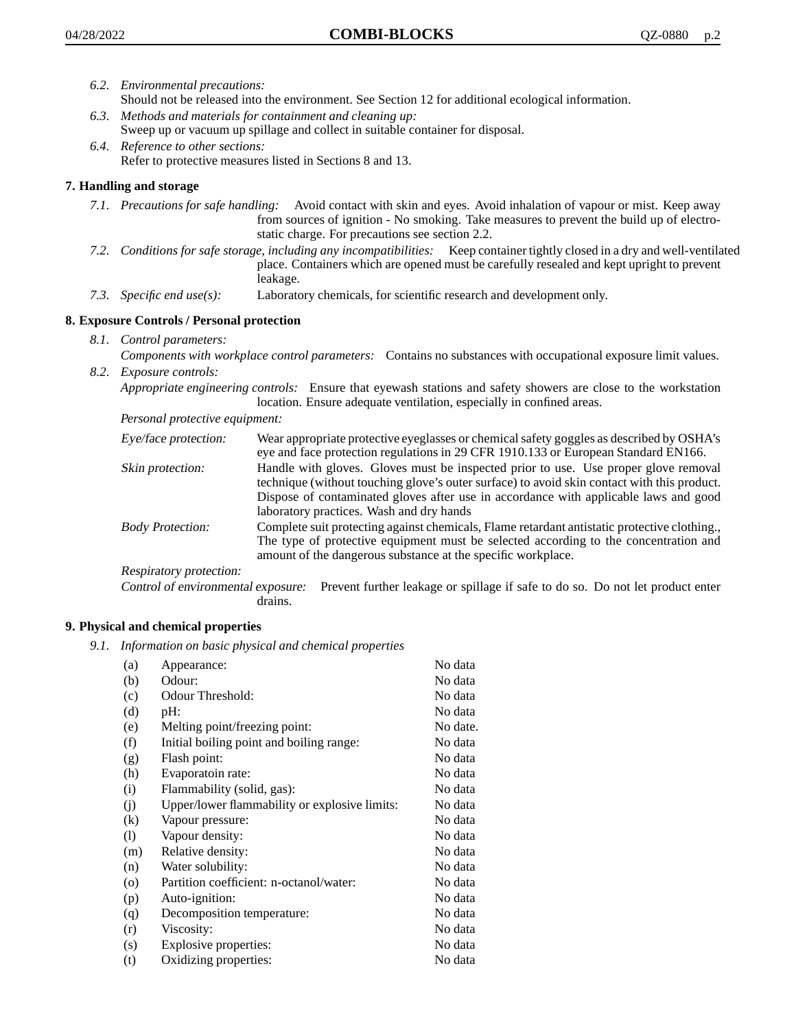*6.2. Environmental precautions:*
Should not be released into the environment. See Section 12 for additional ecological information.

*6.3. Methods and materials for containment and cleaning up:*
Sweep up or vacuum up spillage and collect in suitable container for disposal.

*6.4. Reference to other sections:*
Refer to protective measures listed in Sections 8 and 13.

## 7. Handling and storage

*7.1. Precautions for safe handling:* Avoid contact with skin and eyes. Avoid inhalation of vapour or mist. Keep away from sources of ignition - No smoking. Take measures to prevent the build up of electrostatic charge. For precautions see section 2.2.

*7.2. Conditions for safe storage, including any incompatibilities:* Keep container tightly closed in a dry and well-ventilated place. Containers which are opened must be carefully resealed and kept upright to prevent leakage.

*7.3. Specific end use(s):* Laboratory chemicals, for scientific research and development only.

## 8. Exposure Controls / Personal protection

*8.1. Control parameters:*
*Components with workplace control parameters:* Contains no substances with occupational exposure limit values.

*8.2. Exposure controls:*
*Appropriate engineering controls:* Ensure that eyewash stations and safety showers are close to the workstation location. Ensure adequate ventilation, especially in confined areas.

*Personal protective equipment:*

*Eye/face protection:* Wear appropriate protective eyeglasses or chemical safety goggles as described by OSHA's eye and face protection regulations in 29 CFR 1910.133 or European Standard EN166.

*Skin protection:* Handle with gloves. Gloves must be inspected prior to use. Use proper glove removal technique (without touching glove's outer surface) to avoid skin contact with this product. Dispose of contaminated gloves after use in accordance with applicable laws and good laboratory practices. Wash and dry hands

*Body Protection:* Complete suit protecting against chemicals, Flame retardant antistatic protective clothing., The type of protective equipment must be selected according to the concentration and amount of the dangerous substance at the specific workplace.

*Respiratory protection:*

*Control of environmental exposure:* Prevent further leakage or spillage if safe to do so. Do not let product enter drains.

## 9. Physical and chemical properties

*9.1. Information on basic physical and chemical properties*

| | | |
|---|---|---|
| (a) | Appearance: | No data |
| (b) | Odour: | No data |
| (c) | Odour Threshold: | No data |
| (d) | pH: | No data |
| (e) | Melting point/freezing point: | No date. |
| (f) | Initial boiling point and boiling range: | No data |
| (g) | Flash point: | No data |
| (h) | Evaporatoin rate: | No data |
| (i) | Flammability (solid, gas): | No data |
| (j) | Upper/lower flammability or explosive limits: | No data |
| (k) | Vapour pressure: | No data |
| (l) | Vapour density: | No data |
| (m) | Relative density: | No data |
| (n) | Water solubility: | No data |
| (o) | Partition coefficient: n-octanol/water: | No data |
| (p) | Auto-ignition: | No data |
| (q) | Decomposition temperature: | No data |
| (r) | Viscosity: | No data |
| (s) | Explosive properties: | No data |
| (t) | Oxidizing properties: | No data |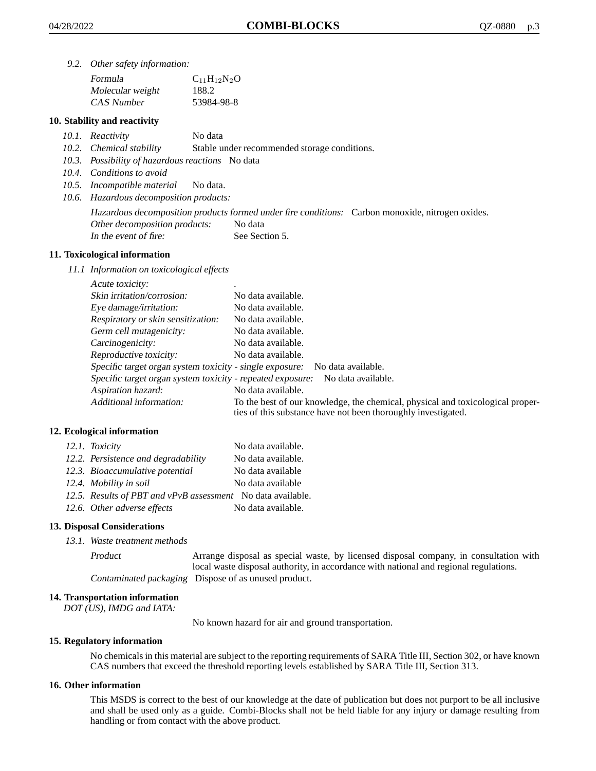*9.2. Other safety information:*

| | |
|---|---|
| *Formula* | $C_{11}H_{12}N_2O$ |
| *Molecular weight* | 188.2 |
| *CAS Number* | 53984-98-8 |

## 10. Stability and reactivity

*10.1. Reactivity* No data

*10.2. Chemical stability* Stable under recommended storage conditions.

*10.3. Possibility of hazardous reactions* No data

*10.4. Conditions to avoid*

*10.5. Incompatible material* No data.

*10.6. Hazardous decomposition products:*

*Hazardous decomposition products formed under fire conditions:* Carbon monoxide, nitrogen oxides.

*Other decomposition products:* No data

*In the event of fire:* See Section 5.

## 11. Toxicological information

*11.1 Information on toxicological effects*

| | |
|---|---|
| *Acute toxicity:* | . |
| *Skin irritation/corrosion:* | No data available. |
| *Eye damage/irritation:* | No data available. |
| *Respiratory or skin sensitization:* | No data available. |
| *Germ cell mutagenicity:* | No data available. |
| *Carcinogenicity:* | No data available. |
| *Reproductive toxicity:* | No data available. |
| *Specific target organ system toxicity - single exposure:* | No data available. |
| *Specific target organ system toxicity - repeated exposure:* | No data available. |
| *Aspiration hazard:* | No data available. |
| *Additional information:* | To the best of our knowledge, the chemical, physical and toxicological properties of this substance have not been thoroughly investigated. |

## 12. Ecological information

| | |
|---|---|
| *12.1. Toxicity* | No data available. |
| *12.2. Persistence and degradability* | No data available. |
| *12.3. Bioaccumulative potential* | No data available |
| *12.4. Mobility in soil* | No data available |
| *12.5. Results of PBT and vPvB assessment* | No data available. |
| *12.6. Other adverse effects* | No data available. |

## 13. Disposal Considerations

*13.1. Waste treatment methods*

*Product* Arrange disposal as special waste, by licensed disposal company, in consultation with local waste disposal authority, in accordance with national and regional regulations.

*Contaminated packaging* Dispose of as unused product.

## 14. Transportation information

*DOT (US), IMDG and IATA:*

No known hazard for air and ground transportation.

## 15. Regulatory information

No chemicals in this material are subject to the reporting requirements of SARA Title III, Section 302, or have known CAS numbers that exceed the threshold reporting levels established by SARA Title III, Section 313.

## 16. Other information

This MSDS is correct to the best of our knowledge at the date of publication but does not purport to be all inclusive and shall be used only as a guide. Combi-Blocks shall not be held liable for any injury or damage resulting from handling or from contact with the above product.